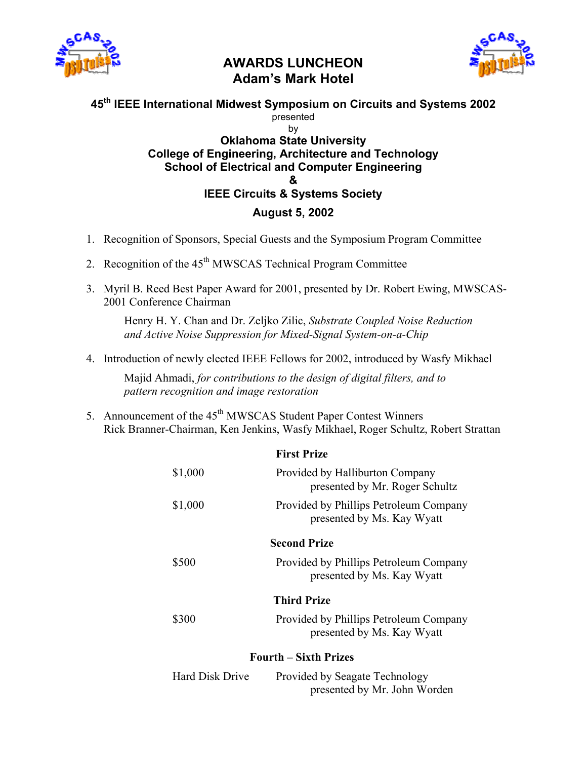# AWARDS LUNCHEON
## Adam's Mark Hotel

**45th IEEE International Midwest Symposium on Circuits and Systems 2002**

presented

by

**Oklahoma State University**
**College of Engineering, Architecture and Technology**
**School of Electrical and Computer Engineering**
**&**
**IEEE Circuits & Systems Society**

**August 5, 2002**

1. Recognition of Sponsors, Special Guests and the Symposium Program Committee

2. Recognition of the 45th MWSCAS Technical Program Committee

3. Myril B. Reed Best Paper Award for 2001, presented by Dr. Robert Ewing, MWSCAS-2001 Conference Chairman

   Henry H. Y. Chan and Dr. Zeljko Zilic, *Substrate Coupled Noise Reduction and Active Noise Suppression for Mixed-Signal System-on-a-Chip*

4. Introduction of newly elected IEEE Fellows for 2002, introduced by Wasfy Mikhael

   Majid Ahmadi, *for contributions to the design of digital filters, and to pattern recognition and image restoration*

5. Announcement of the 45th MWSCAS Student Paper Contest Winners
   Rick Branner-Chairman, Ken Jenkins, Wasfy Mikhael, Roger Schultz, Robert Strattan

**First Prize**

$1,000 — Provided by Halliburton Company, presented by Mr. Roger Schultz

$1,000 — Provided by Phillips Petroleum Company, presented by Ms. Kay Wyatt

**Second Prize**

$500 — Provided by Phillips Petroleum Company, presented by Ms. Kay Wyatt

**Third Prize**

$300 — Provided by Phillips Petroleum Company, presented by Ms. Kay Wyatt

**Fourth – Sixth Prizes**

Hard Disk Drive — Provided by Seagate Technology, presented by Mr. John Worden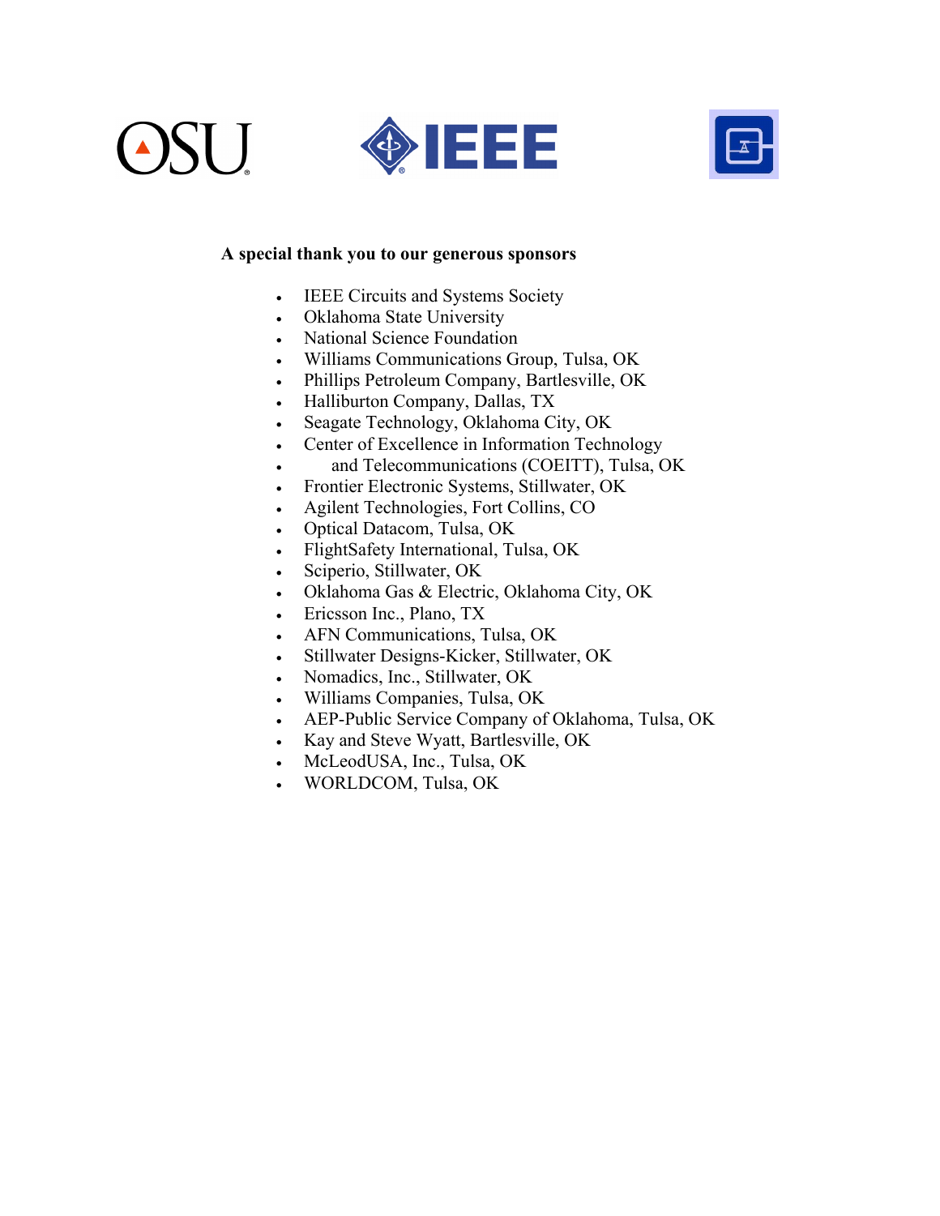**A special thank you to our generous sponsors**

- IEEE Circuits and Systems Society
- Oklahoma State University
- National Science Foundation
- Williams Communications Group, Tulsa, OK
- Phillips Petroleum Company, Bartlesville, OK
- Halliburton Company, Dallas, TX
- Seagate Technology, Oklahoma City, OK
- Center of Excellence in Information Technology
- and Telecommunications (COEITT), Tulsa, OK
- Frontier Electronic Systems, Stillwater, OK
- Agilent Technologies, Fort Collins, CO
- Optical Datacom, Tulsa, OK
- FlightSafety International, Tulsa, OK
- Sciperio, Stillwater, OK
- Oklahoma Gas & Electric, Oklahoma City, OK
- Ericsson Inc., Plano, TX
- AFN Communications, Tulsa, OK
- Stillwater Designs-Kicker, Stillwater, OK
- Nomadics, Inc., Stillwater, OK
- Williams Companies, Tulsa, OK
- AEP-Public Service Company of Oklahoma, Tulsa, OK
- Kay and Steve Wyatt, Bartlesville, OK
- McLeodUSA, Inc., Tulsa, OK
- WORLDCOM, Tulsa, OK